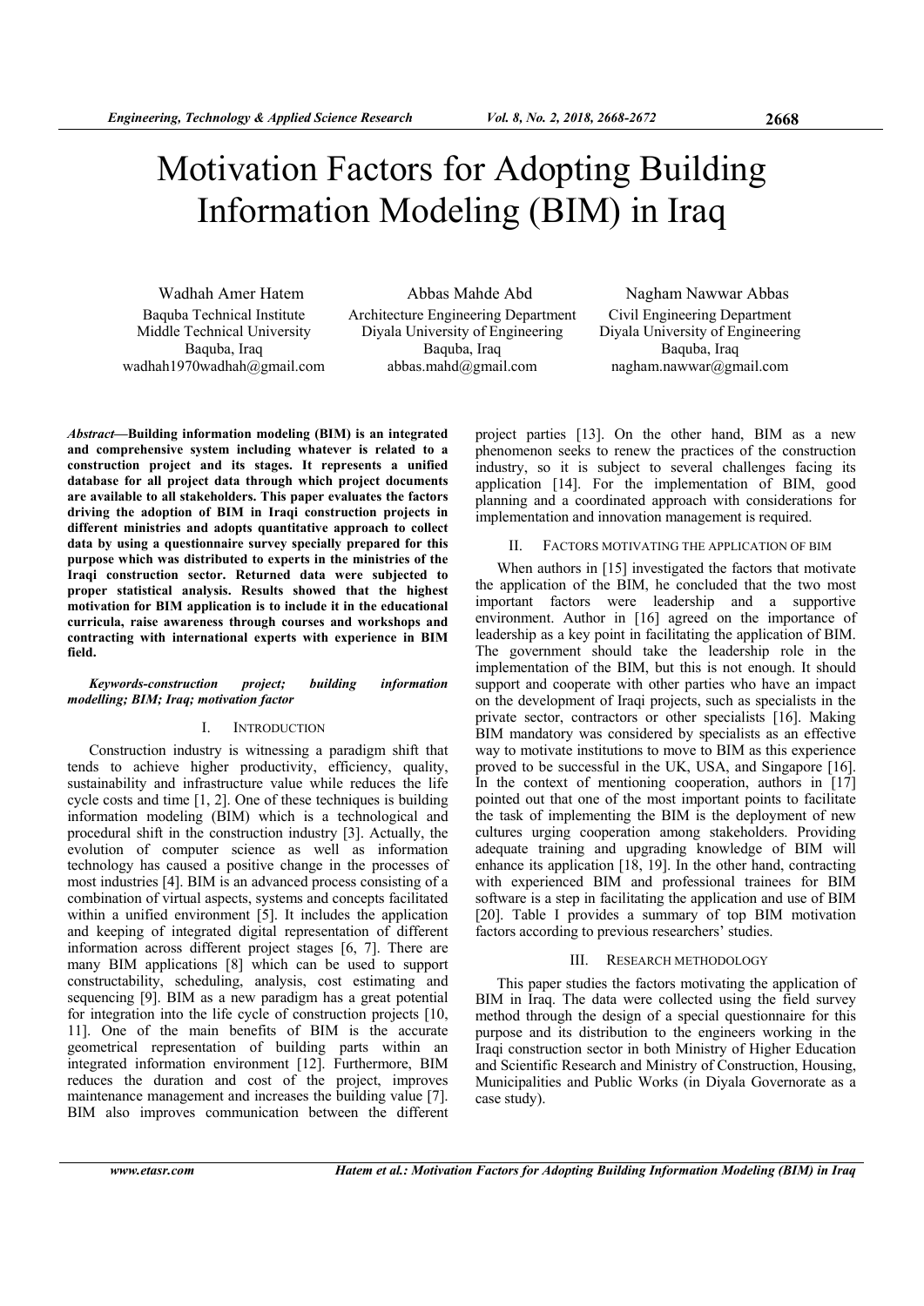# Motivation Factors for Adopting Building Information Modeling (BIM) in Iraq

Wadhah Amer Hatem
Baquba Technical Institute
Middle Technical University
Baquba, Iraq
wadhah1970wadhah@gmail.com

Abbas Mahde Abd
Architecture Engineering Department
Diyala University of Engineering
Baquba, Iraq
abbas.mahd@gmail.com

Nagham Nawwar Abbas
Civil Engineering Department
Diyala University of Engineering
Baquba, Iraq
nagham.nawwar@gmail.com

***Abstract*—Building information modeling (BIM) is an integrated and comprehensive system including whatever is related to a construction project and its stages. It represents a unified database for all project data through which project documents are available to all stakeholders. This paper evaluates the factors driving the adoption of BIM in Iraqi construction projects in different ministries and adopts quantitative approach to collect data by using a questionnaire survey specially prepared for this purpose which was distributed to experts in the ministries of the Iraqi construction sector. Returned data were subjected to proper statistical analysis. Results showed that the highest motivation for BIM application is to include it in the educational curricula, raise awareness through courses and workshops and contracting with international experts with experience in BIM field.**

***Keywords-construction project; building information modelling; BIM; Iraq; motivation factor***

## I. Introduction

Construction industry is witnessing a paradigm shift that tends to achieve higher productivity, efficiency, quality, sustainability and infrastructure value while reduces the life cycle costs and time [1, 2]. One of these techniques is building information modeling (BIM) which is a technological and procedural shift in the construction industry [3]. Actually, the evolution of computer science as well as information technology has caused a positive change in the processes of most industries [4]. BIM is an advanced process consisting of a combination of virtual aspects, systems and concepts facilitated within a unified environment [5]. It includes the application and keeping of integrated digital representation of different information across different project stages [6, 7]. There are many BIM applications [8] which can be used to support constructability, scheduling, analysis, cost estimating and sequencing [9]. BIM as a new paradigm has a great potential for integration into the life cycle of construction projects [10, 11]. One of the main benefits of BIM is the accurate geometrical representation of building parts within an integrated information environment [12]. Furthermore, BIM reduces the duration and cost of the project, improves maintenance management and increases the building value [7]. BIM also improves communication between the different project parties [13]. On the other hand, BIM as a new phenomenon seeks to renew the practices of the construction industry, so it is subject to several challenges facing its application [14]. For the implementation of BIM, good planning and a coordinated approach with considerations for implementation and innovation management is required.

## II. Factors Motivating the Application of BIM

When authors in [15] investigated the factors that motivate the application of the BIM, he concluded that the two most important factors were leadership and a supportive environment. Author in [16] agreed on the importance of leadership as a key point in facilitating the application of BIM. The government should take the leadership role in the implementation of the BIM, but this is not enough. It should support and cooperate with other parties who have an impact on the development of Iraqi projects, such as specialists in the private sector, contractors or other specialists [16]. Making BIM mandatory was considered by specialists as an effective way to motivate institutions to move to BIM as this experience proved to be successful in the UK, USA, and Singapore [16]. In the context of mentioning cooperation, authors in [17] pointed out that one of the most important points to facilitate the task of implementing the BIM is the deployment of new cultures urging cooperation among stakeholders. Providing adequate training and upgrading knowledge of BIM will enhance its application [18, 19]. In the other hand, contracting with experienced BIM and professional trainees for BIM software is a step in facilitating the application and use of BIM [20]. Table I provides a summary of top BIM motivation factors according to previous researchers' studies.

## III. Research Methodology

This paper studies the factors motivating the application of BIM in Iraq. The data were collected using the field survey method through the design of a special questionnaire for this purpose and its distribution to the engineers working in the Iraqi construction sector in both Ministry of Higher Education and Scientific Research and Ministry of Construction, Housing, Municipalities and Public Works (in Diyala Governorate as a case study).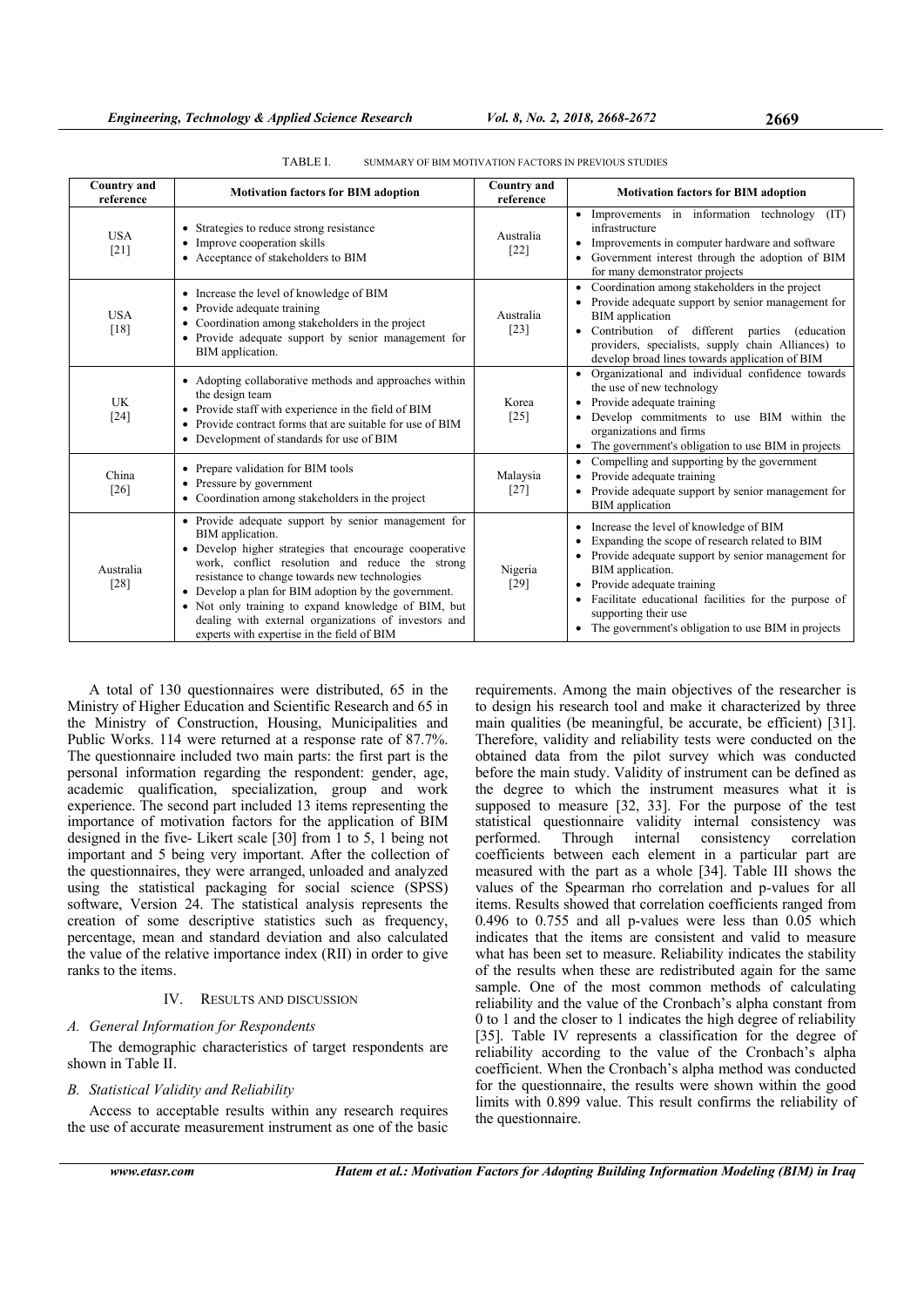TABLE I. SUMMARY OF BIM MOTIVATION FACTORS IN PREVIOUS STUDIES

| Country and reference | Motivation factors for BIM adoption | Country and reference | Motivation factors for BIM adoption |
|---|---|---|---|
| USA [21] | • Strategies to reduce strong resistance<br>• Improve cooperation skills<br>• Acceptance of stakeholders to BIM | Australia [22] | • Improvements in information technology (IT) infrastructure<br>• Improvements in computer hardware and software<br>• Government interest through the adoption of BIM for many demonstrator projects |
| USA [18] | • Increase the level of knowledge of BIM<br>• Provide adequate training<br>• Coordination among stakeholders in the project<br>• Provide adequate support by senior management for BIM application. | Australia [23] | • Coordination among stakeholders in the project<br>• Provide adequate support by senior management for BIM application<br>• Contribution of different parties (education providers, specialists, supply chain Alliances) to develop broad lines towards application of BIM |
| UK [24] | • Adopting collaborative methods and approaches within the design team<br>• Provide staff with experience in the field of BIM<br>• Provide contract forms that are suitable for use of BIM<br>• Development of standards for use of BIM | Korea [25] | • Organizational and individual confidence towards the use of new technology<br>• Provide adequate training<br>• Develop commitments to use BIM within the organizations and firms<br>• The government's obligation to use BIM in projects |
| China [26] | • Prepare validation for BIM tools<br>• Pressure by government<br>• Coordination among stakeholders in the project | Malaysia [27] | • Compelling and supporting by the government<br>• Provide adequate training<br>• Provide adequate support by senior management for BIM application |
| Australia [28] | • Provide adequate support by senior management for BIM application.<br>• Develop higher strategies that encourage cooperative work, conflict resolution and reduce the strong resistance to change towards new technologies<br>• Develop a plan for BIM adoption by the government.<br>• Not only training to expand knowledge of BIM, but dealing with external organizations of investors and experts with expertise in the field of BIM | Nigeria [29] | • Increase the level of knowledge of BIM<br>• Expanding the scope of research related to BIM<br>• Provide adequate support by senior management for BIM application.<br>• Provide adequate training<br>• Facilitate educational facilities for the purpose of supporting their use<br>• The government's obligation to use BIM in projects |

A total of 130 questionnaires were distributed, 65 in the Ministry of Higher Education and Scientific Research and 65 in the Ministry of Construction, Housing, Municipalities and Public Works. 114 were returned at a response rate of 87.7%. The questionnaire included two main parts: the first part is the personal information regarding the respondent: gender, age, academic qualification, specialization, group and work experience. The second part included 13 items representing the importance of motivation factors for the application of BIM designed in the five- Likert scale [30] from 1 to 5, 1 being not important and 5 being very important. After the collection of the questionnaires, they were arranged, unloaded and analyzed using the statistical packaging for social science (SPSS) software, Version 24. The statistical analysis represents the creation of some descriptive statistics such as frequency, percentage, mean and standard deviation and also calculated the value of the relative importance index (RII) in order to give ranks to the items.

## IV. RESULTS AND DISCUSSION

### A. General Information for Respondents

The demographic characteristics of target respondents are shown in Table II.

### B. Statistical Validity and Reliability

Access to acceptable results within any research requires the use of accurate measurement instrument as one of the basic requirements. Among the main objectives of the researcher is to design his research tool and make it characterized by three main qualities (be meaningful, be accurate, be efficient) [31]. Therefore, validity and reliability tests were conducted on the obtained data from the pilot survey which was conducted before the main study. Validity of instrument can be defined as the degree to which the instrument measures what it is supposed to measure [32, 33]. For the purpose of the test statistical questionnaire validity internal consistency was performed. Through internal consistency correlation coefficients between each element in a particular part are measured with the part as a whole [34]. Table III shows the values of the Spearman rho correlation and p-values for all items. Results showed that correlation coefficients ranged from 0.496 to 0.755 and all p-values were less than 0.05 which indicates that the items are consistent and valid to measure what has been set to measure. Reliability indicates the stability of the results when these are redistributed again for the same sample. One of the most common methods of calculating reliability and the value of the Cronbach's alpha constant from 0 to 1 and the closer to 1 indicates the high degree of reliability [35]. Table IV represents a classification for the degree of reliability according to the value of the Cronbach's alpha coefficient. When the Cronbach's alpha method was conducted for the questionnaire, the results were shown within the good limits with 0.899 value. This result confirms the reliability of the questionnaire.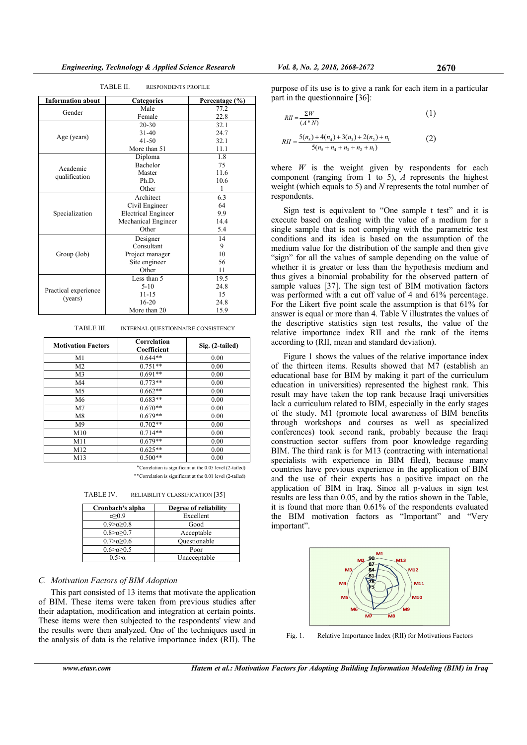TABLE II. RESPONDENTS PROFILE

| Information about | Categories | Percentage (%) |
|---|---|---|
| Gender | Male | 77.2 |
| | Female | 22.8 |
| Age (years) | 20-30 | 32.1 |
| | 31-40 | 24.7 |
| | 41-50 | 32.1 |
| | More than 51 | 11.1 |
| Academic qualification | Diploma | 1.8 |
| | Bachelor | 75 |
| | Master | 11.6 |
| | Ph.D. | 10.6 |
| | Other | 1 |
| Specialization | Architect | 6.3 |
| | Civil Engineer | 64 |
| | Electrical Engineer | 9.9 |
| | Mechanical Engineer | 14.4 |
| | Other | 5.4 |
| Group (Job) | Designer | 14 |
| | Consultant | 9 |
| | Project manager | 10 |
| | Site engineer | 56 |
| | Other | 11 |
| Practical experience (years) | Less than 5 | 19.5 |
| | 5-10 | 24.8 |
| | 11-15 | 15 |
| | 16-20 | 24.8 |
| | More than 20 | 15.9 |

TABLE III. INTERNAL QUESTIONNAIRE CONSISTENCY

| Motivation Factors | Correlation Coefficient | Sig. (2-tailed) |
|---|---|---|
| M1 | 0.644** | 0.00 |
| M2 | 0.751** | 0.00 |
| M3 | 0.691** | 0.00 |
| M4 | 0.773** | 0.00 |
| M5 | 0.662** | 0.00 |
| M6 | 0.683** | 0.00 |
| M7 | 0.670** | 0.00 |
| M8 | 0.679** | 0.00 |
| M9 | 0.702** | 0.00 |
| M10 | 0.714** | 0.00 |
| M11 | 0.679** | 0.00 |
| M12 | 0.625** | 0.00 |
| M13 | 0.500** | 0.00 |

*Correlation is significant at the 0.05 level (2-tailed)

**Correlation is significant at the 0.01 level (2-tailed)

TABLE IV. RELIABILITY CLASSIFICATION [35]

| Cronbach's alpha | Degree of reliability |
|---|---|
| $\alpha \geq 0.9$ | Excellent |
| $0.9 > \alpha \geq 0.8$ | Good |
| $0.8 > \alpha \geq 0.7$ | Acceptable |
| $0.7 > \alpha \geq 0.6$ | Questionable |
| $0.6 > \alpha \geq 0.5$ | Poor |
| $0.5 > \alpha$ | Unacceptable |

### C. Motivation Factors of BIM Adoption

This part consisted of 13 items that motivate the application of BIM. These items were taken from previous studies after their adaptation, modification and integration at certain points. These items were then subjected to the respondents' view and the results were then analyzed. One of the techniques used in the analysis of data is the relative importance index (RII). The purpose of its use is to give a rank for each item in a particular part in the questionnaire [36]:

$$RII = \frac{\Sigma W}{(A * N)} \tag{1}$$

$$RII = \frac{5(n_5) + 4(n_4) + 3(n_3) + 2(n_2) + n_1}{5(n_5 + n_4 + n_3 + n_2 + n_1)} \tag{2}$$

where $W$ is the weight given by respondents for each component (ranging from 1 to 5), $A$ represents the highest weight (which equals to 5) and $N$ represents the total number of respondents.

Sign test is equivalent to "One sample t test" and it is execute based on dealing with the value of a medium for a single sample that is not complying with the parametric test conditions and its idea is based on the assumption of the medium value for the distribution of the sample and then give "sign" for all the values of sample depending on the value of whether it is greater or less than the hypothesis medium and thus gives a binomial probability for the observed pattern of sample values [37]. The sign test of BIM motivation factors was performed with a cut off value of 4 and 61% percentage. For the Likert five point scale the assumption is that 61% for answer is equal or more than 4. Table V illustrates the values of the descriptive statistics sign test results, the value of the relative importance index RII and the rank of the items according to (RII, mean and standard deviation).

Figure 1 shows the values of the relative importance index of the thirteen items. Results showed that M7 (establish an educational base for BIM by making it part of the curriculum education in universities) represented the highest rank. This result may have taken the top rank because Iraqi universities lack a curriculum related to BIM, especially in the early stages of the study. M1 (promote local awareness of BIM benefits through workshops and courses as well as specialized conferences) took second rank, probably because the Iraqi construction sector suffers from poor knowledge regarding BIM. The third rank is for M13 (contracting with international specialists with experience in BIM filed), because many countries have previous experience in the application of BIM and the use of their experts has a positive impact on the application of BIM in Iraq. Since all p-values in sign test results are less than 0.05, and by the ratios shown in the Table, it is found that more than 0.61% of the respondents evaluated the BIM motivation factors as "Important" and "Very important".

Fig. 1. Relative Importance Index (RII) for Motivations Factors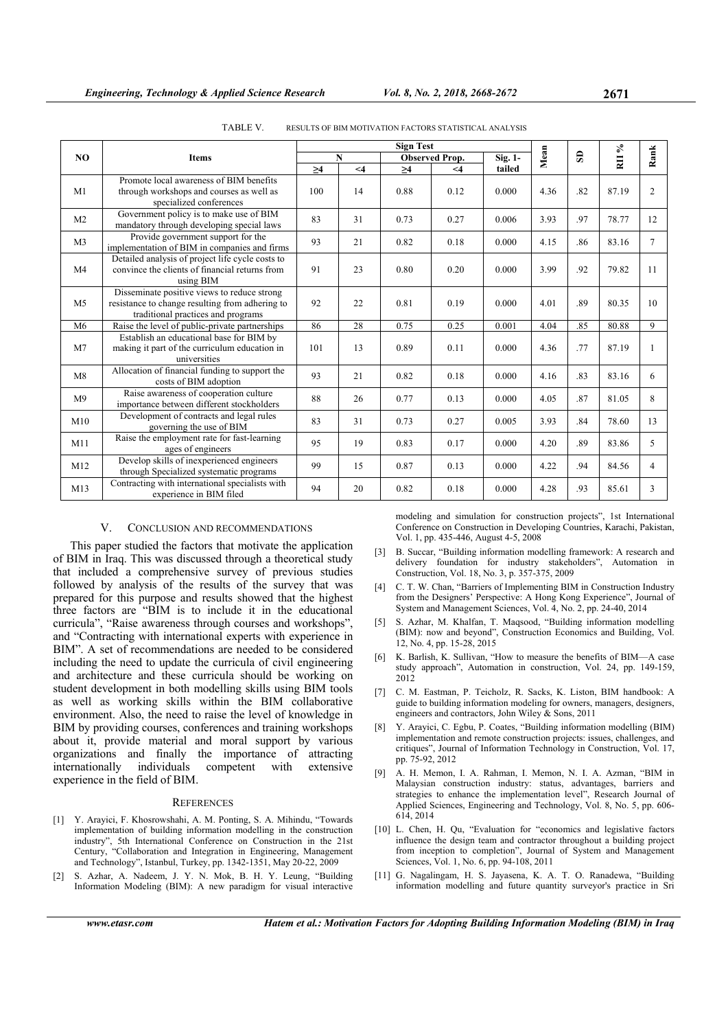TABLE V. RESULTS OF BIM MOTIVATION FACTORS STATISTICAL ANALYSIS

| NO | Items | Sign Test | | | | | Mean | SD | RII % | Rank |
|---|---|---|---|---|---|---|---|---|---|---|
| | | N | | Observed Prop. | | Sig. 1-tailed | | | | |
| | | ≥4 | <4 | ≥4 | <4 | | | | | |
| M1 | Promote local awareness of BIM benefits through workshops and courses as well as specialized conferences | 100 | 14 | 0.88 | 0.12 | 0.000 | 4.36 | .82 | 87.19 | 2 |
| M2 | Government policy is to make use of BIM mandatory through developing special laws | 83 | 31 | 0.73 | 0.27 | 0.006 | 3.93 | .97 | 78.77 | 12 |
| M3 | Provide government support for the implementation of BIM in companies and firms | 93 | 21 | 0.82 | 0.18 | 0.000 | 4.15 | .86 | 83.16 | 7 |
| M4 | Detailed analysis of project life cycle costs to convince the clients of financial returns from using BIM | 91 | 23 | 0.80 | 0.20 | 0.000 | 3.99 | .92 | 79.82 | 11 |
| M5 | Disseminate positive views to reduce strong resistance to change resulting from adhering to traditional practices and programs | 92 | 22 | 0.81 | 0.19 | 0.000 | 4.01 | .89 | 80.35 | 10 |
| M6 | Raise the level of public-private partnerships | 86 | 28 | 0.75 | 0.25 | 0.001 | 4.04 | .85 | 80.88 | 9 |
| M7 | Establish an educational base for BIM by making it part of the curriculum education in universities | 101 | 13 | 0.89 | 0.11 | 0.000 | 4.36 | .77 | 87.19 | 1 |
| M8 | Allocation of financial funding to support the costs of BIM adoption | 93 | 21 | 0.82 | 0.18 | 0.000 | 4.16 | .83 | 83.16 | 6 |
| M9 | Raise awareness of cooperation culture importance between different stockholders | 88 | 26 | 0.77 | 0.13 | 0.000 | 4.05 | .87 | 81.05 | 8 |
| M10 | Development of contracts and legal rules governing the use of BIM | 83 | 31 | 0.73 | 0.27 | 0.005 | 3.93 | .84 | 78.60 | 13 |
| M11 | Raise the employment rate for fast-learning ages of engineers | 95 | 19 | 0.83 | 0.17 | 0.000 | 4.20 | .89 | 83.86 | 5 |
| M12 | Develop skills of inexperienced engineers through Specialized systematic programs | 99 | 15 | 0.87 | 0.13 | 0.000 | 4.22 | .94 | 84.56 | 4 |
| M13 | Contracting with international specialists with experience in BIM filed | 94 | 20 | 0.82 | 0.18 | 0.000 | 4.28 | .93 | 85.61 | 3 |

## V. CONCLUSION AND RECOMMENDATIONS

This paper studied the factors that motivate the application of BIM in Iraq. This was discussed through a theoretical study that included a comprehensive survey of previous studies followed by analysis of the results of the survey that was prepared for this purpose and results showed that the highest three factors are "BIM is to include it in the educational curricula", "Raise awareness through courses and workshops", and "Contracting with international experts with experience in BIM". A set of recommendations are needed to be considered including the need to update the curricula of civil engineering and architecture and these curricula should be working on student development in both modelling skills using BIM tools as well as working skills within the BIM collaborative environment. Also, the need to raise the level of knowledge in BIM by providing courses, conferences and training workshops about it, provide material and moral support by various organizations and finally the importance of attracting internationally individuals competent with extensive experience in the field of BIM.

## REFERENCES

[1] Y. Arayici, F. Khosrowshahi, A. M. Ponting, S. A. Mihindu, "Towards implementation of building information modelling in the construction industry", 5th International Conference on Construction in the 21st Century, "Collaboration and Integration in Engineering, Management and Technology", Istanbul, Turkey, pp. 1342-1351, May 20-22, 2009

[2] S. Azhar, A. Nadeem, J. Y. N. Mok, B. H. Y. Leung, "Building Information Modeling (BIM): A new paradigm for visual interactive modeling and simulation for construction projects", 1st International Conference on Construction in Developing Countries, Karachi, Pakistan, Vol. 1, pp. 435-446, August 4-5, 2008

[3] B. Succar, "Building information modelling framework: A research and delivery foundation for industry stakeholders", Automation in Construction, Vol. 18, No. 3, p. 357-375, 2009

[4] C. T. W. Chan, "Barriers of Implementing BIM in Construction Industry from the Designers' Perspective: A Hong Kong Experience", Journal of System and Management Sciences, Vol. 4, No. 2, pp. 24-40, 2014

[5] S. Azhar, M. Khalfan, T. Maqsood, "Building information modelling (BIM): now and beyond", Construction Economics and Building, Vol. 12, No. 4, pp. 15-28, 2015

[6] K. Barlish, K. Sullivan, "How to measure the benefits of BIM—A case study approach", Automation in construction, Vol. 24, pp. 149-159, 2012

[7] C. M. Eastman, P. Teicholz, R. Sacks, K. Liston, BIM handbook: A guide to building information modeling for owners, managers, designers, engineers and contractors, John Wiley & Sons, 2011

[8] Y. Arayici, C. Egbu, P. Coates, "Building information modelling (BIM) implementation and remote construction projects: issues, challenges, and critiques", Journal of Information Technology in Construction, Vol. 17, pp. 75-92, 2012

[9] A. H. Memon, I. A. Rahman, I. Memon, N. I. A. Azman, "BIM in Malaysian construction industry: status, advantages, barriers and strategies to enhance the implementation level", Research Journal of Applied Sciences, Engineering and Technology, Vol. 8, No. 5, pp. 606-614, 2014

[10] L. Chen, H. Qu, "Evaluation for "economics and legislative factors influence the design team and contractor throughout a building project from inception to completion", Journal of System and Management Sciences, Vol. 1, No. 6, pp. 94-108, 2011

[11] G. Nagalingam, H. S. Jayasena, K. A. T. O. Ranadewa, "Building information modelling and future quantity surveyor's practice in Sri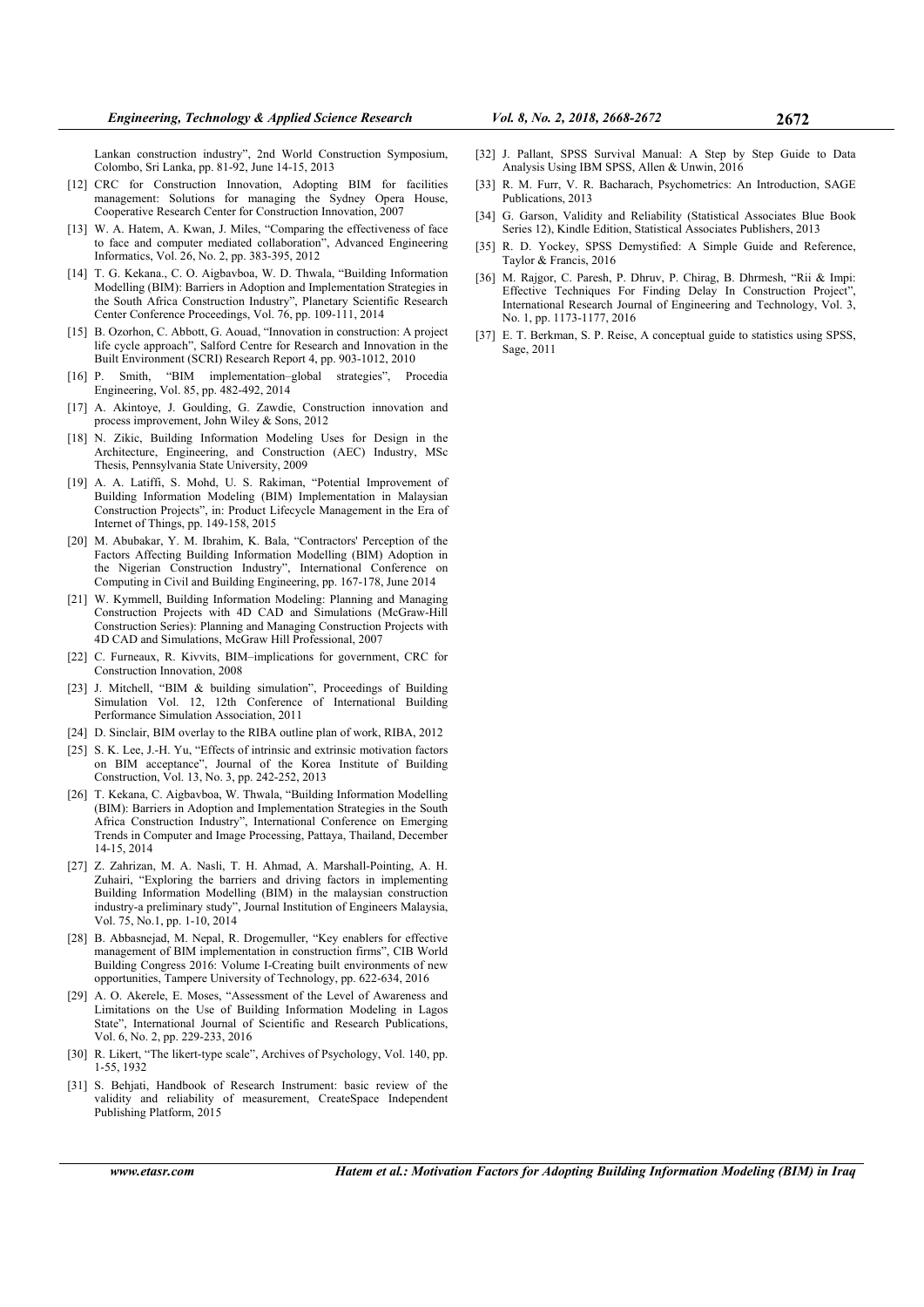Lankan construction industry", 2nd World Construction Symposium, Colombo, Sri Lanka, pp. 81-92, June 14-15, 2013

[12] CRC for Construction Innovation, Adopting BIM for facilities management: Solutions for managing the Sydney Opera House, Cooperative Research Center for Construction Innovation, 2007

[13] W. A. Hatem, A. Kwan, J. Miles, "Comparing the effectiveness of face to face and computer mediated collaboration", Advanced Engineering Informatics, Vol. 26, No. 2, pp. 383-395, 2012

[14] T. G. Kekana., C. O. Aigbavboa, W. D. Thwala, "Building Information Modelling (BIM): Barriers in Adoption and Implementation Strategies in the South Africa Construction Industry", Planetary Scientific Research Center Conference Proceedings, Vol. 76, pp. 109-111, 2014

[15] B. Ozorhon, C. Abbott, G. Aouad, "Innovation in construction: A project life cycle approach", Salford Centre for Research and Innovation in the Built Environment (SCRI) Research Report 4, pp. 903-1012, 2010

[16] P. Smith, "BIM implementation–global strategies", Procedia Engineering, Vol. 85, pp. 482-492, 2014

[17] A. Akintoye, J. Goulding, G. Zawdie, Construction innovation and process improvement, John Wiley & Sons, 2012

[18] N. Zikic, Building Information Modeling Uses for Design in the Architecture, Engineering, and Construction (AEC) Industry, MSc Thesis, Pennsylvania State University, 2009

[19] A. A. Latiffi, S. Mohd, U. S. Rakiman, "Potential Improvement of Building Information Modeling (BIM) Implementation in Malaysian Construction Projects", in: Product Lifecycle Management in the Era of Internet of Things, pp. 149-158, 2015

[20] M. Abubakar, Y. M. Ibrahim, K. Bala, "Contractors' Perception of the Factors Affecting Building Information Modelling (BIM) Adoption in the Nigerian Construction Industry", International Conference on Computing in Civil and Building Engineering, pp. 167-178, June 2014

[21] W. Kymmell, Building Information Modeling: Planning and Managing Construction Projects with 4D CAD and Simulations (McGraw-Hill Construction Series): Planning and Managing Construction Projects with 4D CAD and Simulations, McGraw Hill Professional, 2007

[22] C. Furneaux, R. Kivvits, BIM–implications for government, CRC for Construction Innovation, 2008

[23] J. Mitchell, "BIM & building simulation", Proceedings of Building Simulation Vol. 12, 12th Conference of International Building Performance Simulation Association, 2011

[24] D. Sinclair, BIM overlay to the RIBA outline plan of work, RIBA, 2012

[25] S. K. Lee, J.-H. Yu, "Effects of intrinsic and extrinsic motivation factors on BIM acceptance", Journal of the Korea Institute of Building Construction, Vol. 13, No. 3, pp. 242-252, 2013

[26] T. Kekana, C. Aigbavboa, W. Thwala, "Building Information Modelling (BIM): Barriers in Adoption and Implementation Strategies in the South Africa Construction Industry", International Conference on Emerging Trends in Computer and Image Processing, Pattaya, Thailand, December 14-15, 2014

[27] Z. Zahrizan, M. A. Nasli, T. H. Ahmad, A. Marshall-Pointing, A. H. Zuhairi, "Exploring the barriers and driving factors in implementing Building Information Modelling (BIM) in the malaysian construction industry-a preliminary study", Journal Institution of Engineers Malaysia, Vol. 75, No.1, pp. 1-10, 2014

[28] B. Abbasnejad, M. Nepal, R. Drogemuller, "Key enablers for effective management of BIM implementation in construction firms", CIB World Building Congress 2016: Volume I-Creating built environments of new opportunities, Tampere University of Technology, pp. 622-634, 2016

[29] A. O. Akerele, E. Moses, "Assessment of the Level of Awareness and Limitations on the Use of Building Information Modeling in Lagos State", International Journal of Scientific and Research Publications, Vol. 6, No. 2, pp. 229-233, 2016

[30] R. Likert, "The likert-type scale", Archives of Psychology, Vol. 140, pp. 1-55, 1932

[31] S. Behjati, Handbook of Research Instrument: basic review of the validity and reliability of measurement, CreateSpace Independent Publishing Platform, 2015

[32] J. Pallant, SPSS Survival Manual: A Step by Step Guide to Data Analysis Using IBM SPSS, Allen & Unwin, 2016

[33] R. M. Furr, V. R. Bacharach, Psychometrics: An Introduction, SAGE Publications, 2013

[34] G. Garson, Validity and Reliability (Statistical Associates Blue Book Series 12), Kindle Edition, Statistical Associates Publishers, 2013

[35] R. D. Yockey, SPSS Demystified: A Simple Guide and Reference, Taylor & Francis, 2016

[36] M. Rajgor, C. Paresh, P. Dhruv, P. Chirag, B. Dhrmesh, "Rii & Impi: Effective Techniques For Finding Delay In Construction Project", International Research Journal of Engineering and Technology, Vol. 3, No. 1, pp. 1173-1177, 2016

[37] E. T. Berkman, S. P. Reise, A conceptual guide to statistics using SPSS, Sage, 2011